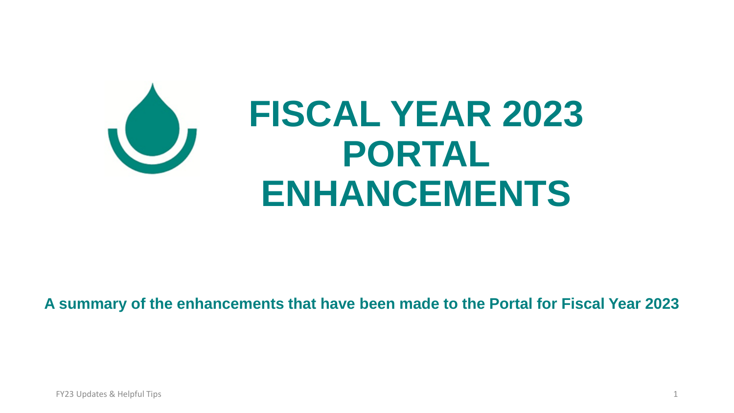# FISCAL YEAR 2023 PORTAL ENHANCEMENTS

**A summary of the enhancements that have been made to the Portal for Fiscal Year 2023**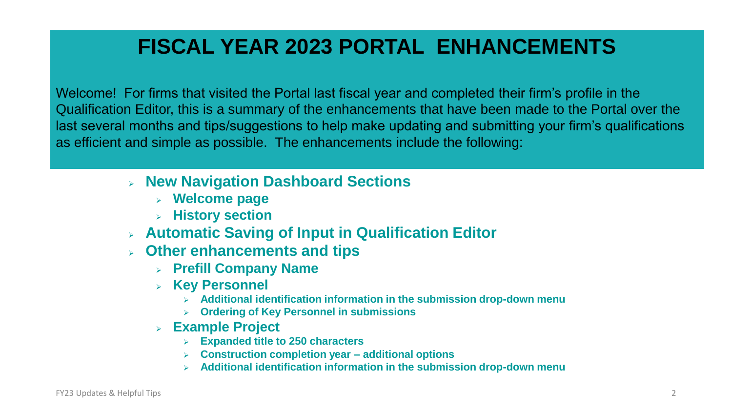# FISCAL YEAR 2023 PORTAL ENHANCEMENTS

Welcome! For firms that visited the Portal last fiscal year and completed their firm's profile in the Qualification Editor, this is a summary of the enhancements that have been made to the Portal over the last several months and tips/suggestions to help make updating and submitting your firm's qualifications as efficient and simple as possible. The enhancements include the following:

- **New Navigation Dashboard Sections**
  - **Welcome page**
  - **History section**
- **Automatic Saving of Input in Qualification Editor**
- **Other enhancements and tips**
  - **Prefill Company Name**
  - **Key Personnel**
    - **Additional identification information in the submission drop-down menu**
    - **Ordering of Key Personnel in submissions**
  - **Example Project**
    - **Expanded title to 250 characters**
    - **Construction completion year – additional options**
    - **Additional identification information in the submission drop-down menu**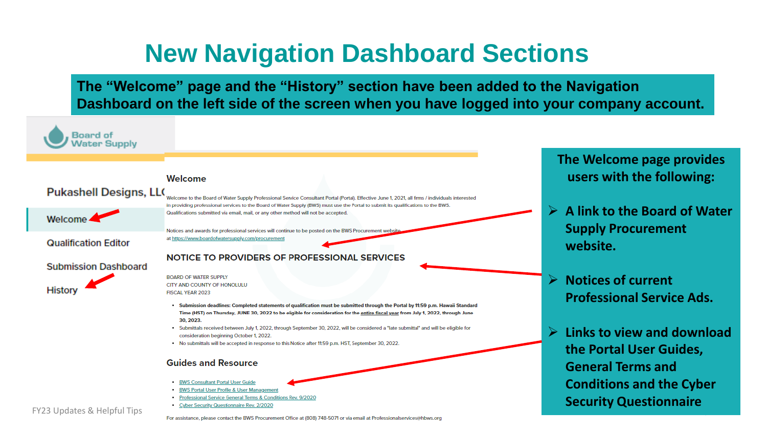# New Navigation Dashboard Sections

**The "Welcome" page and the "History" section have been added to the Navigation Dashboard on the left side of the screen when you have logged into your company account.**

Board of Water Supply

Pukashell Designs, LLC

- Welcome
- Qualification Editor
- Submission Dashboard
- History

## Welcome

Welcome to the Board of Water Supply Professional Service Consultant Portal (Portal). Effective June 1, 2021, all firms / individuals interested in providing professional services to the Board of Water Supply (BWS) must use the Portal to submit its qualifications to the BWS. Qualifications submitted via email, mail, or any other method will not be accepted.

Notices and awards for professional services will continue to be posted on the BWS Procurement website at https://www.boardofwatersupply.com/procurement

## NOTICE TO PROVIDERS OF PROFESSIONAL SERVICES

BOARD OF WATER SUPPLY
CITY AND COUNTY OF HONOLULU
FISCAL YEAR 2023

- **Submission deadlines: Completed statements of qualification must be submitted through the Portal by 11:59 p.m. Hawaii Standard Time (HST) on Thursday, JUNE 30, 2022 to be eligible for consideration for the entire fiscal year from July 1, 2022, through June 30, 2023.**
- Submittals received between July 1, 2022, through September 30, 2022, will be considered a "late submittal" and will be eligible for consideration beginning October 1, 2022.
- No submittals will be accepted in response to this Notice after 11:59 p.m. HST, September 30, 2022.

## Guides and Resource

- BWS Consultant Portal User Guide
- BWS Portal User Profile & User Management
- Professional Service General Terms & Conditions Rev. 9/2020
- Cyber Security Questionnaire Rev. 2/2020

For assistance, please contact the BWS Procurement Office at (808) 748-5071 or via email at Professionalservices@hbws.org

**The Welcome page provides users with the following:**

- **A link to the Board of Water Supply Procurement website.**
- **Notices of current Professional Service Ads.**
- **Links to view and download the Portal User Guides, General Terms and Conditions and the Cyber Security Questionnaire**

FY23 Updates & Helpful Tips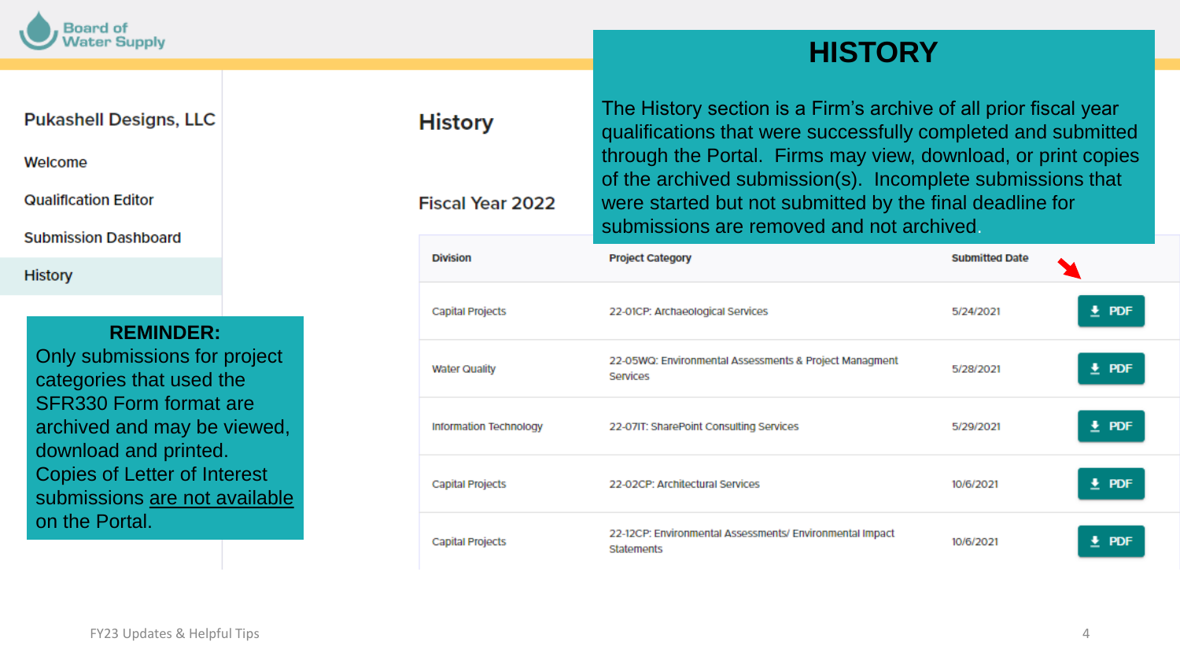# HISTORY

The History section is a Firm's archive of all prior fiscal year qualifications that were successfully completed and submitted through the Portal. Firms may view, download, or print copies of the archived submission(s). Incomplete submissions that were started but not submitted by the final deadline for submissions are removed and not archived.

Board of Water Supply

**Pukashell Designs, LLC**

- Welcome
- Qualification Editor
- Submission Dashboard
- History

**REMINDER:**
Only submissions for project categories that used the SFR330 Form format are archived and may be viewed, download and printed. Copies of Letter of Interest submissions are not available on the Portal.

## History

### Fiscal Year 2022

| Division | Project Category | Submitted Date | |
|---|---|---|---|
| Capital Projects | 22-01CP: Archaeological Services | 5/24/2021 | PDF |
| Water Quality | 22-05WQ: Environmental Assessments & Project Managment Services | 5/28/2021 | PDF |
| Information Technology | 22-07IT: SharePoint Consulting Services | 5/29/2021 | PDF |
| Capital Projects | 22-02CP: Architectural Services | 10/6/2021 | PDF |
| Capital Projects | 22-12CP: Environmental Assessments/ Environmental Impact Statements | 10/6/2021 | PDF |

FY23 Updates & Helpful Tips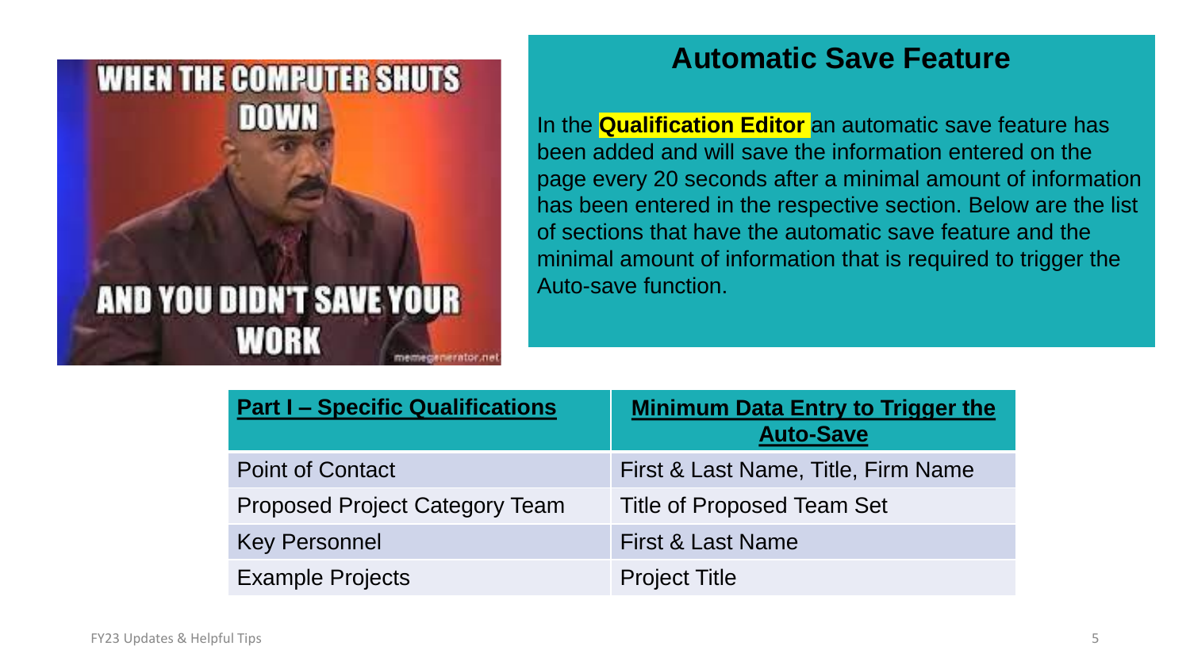## Automatic Save Feature

In the **Qualification Editor** an automatic save feature has been added and will save the information entered on the page every 20 seconds after a minimal amount of information has been entered in the respective section. Below are the list of sections that have the automatic save feature and the minimal amount of information that is required to trigger the Auto-save function.

| **Part I – Specific Qualifications** | **Minimum Data Entry to Trigger the Auto-Save** |
| --- | --- |
| Point of Contact | First & Last Name, Title, Firm Name |
| Proposed Project Category Team | Title of Proposed Team Set |
| Key Personnel | First & Last Name |
| Example Projects | Project Title |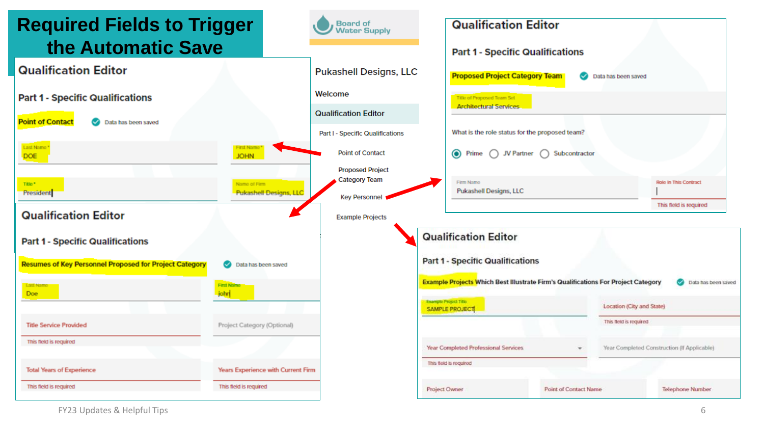# Required Fields to Trigger the Automatic Save

Board of Water Supply

Pukashell Designs, LLC

Welcome

Qualification Editor

Part I - Specific Qualifications

- Point of Contact
- Proposed Project Category Team
- Key Personnel
- Example Projects

## Qualification Editor

### Part 1 - Specific Qualifications

**Point of Contact** — Data has been saved

| Last Name * | First Name * |
| --- | --- |
| DOE | JOHN |

| Title * | Name of Firm |
| --- | --- |
| President | Pukashell Designs, LLC |

## Qualification Editor

### Part 1 - Specific Qualifications

**Proposed Project Category Team** — Data has been saved

Title of Proposed Team Set: Architectural Services

What is the role status for the proposed team?

- (•) Prime
- ( ) JV Partner
- ( ) Subcontractor

| Firm Name | Role In This Contract |
| --- | --- |
| Pukashell Designs, LLC | This field is required |

## Qualification Editor

### Part 1 - Specific Qualifications

**Resumes of Key Personnel Proposed for Project Category** — Data has been saved

| Last Name | First Name |
| --- | --- |
| Doe | john |

| Title Service Provided | Project Category (Optional) |
| --- | --- |
| This field is required | |

| Total Years of Experience | Years Experience with Current Firm |
| --- | --- |
| This field is required | This field is required |

## Qualification Editor

### Part 1 - Specific Qualifications

**Example Projects** Which Best Illustrate Firm's Qualifications For Project Category — Data has been saved

| Example Project Title | Location (City and State) |
| --- | --- |
| SAMPLE PROJECT | This field is required |

| Year Completed Professional Services | Year Completed Construction (If Applicable) |
| --- | --- |
| This field is required | |

| Project Owner | Point of Contact Name | Telephone Number |
| --- | --- | --- |

FY23 Updates & Helpful Tips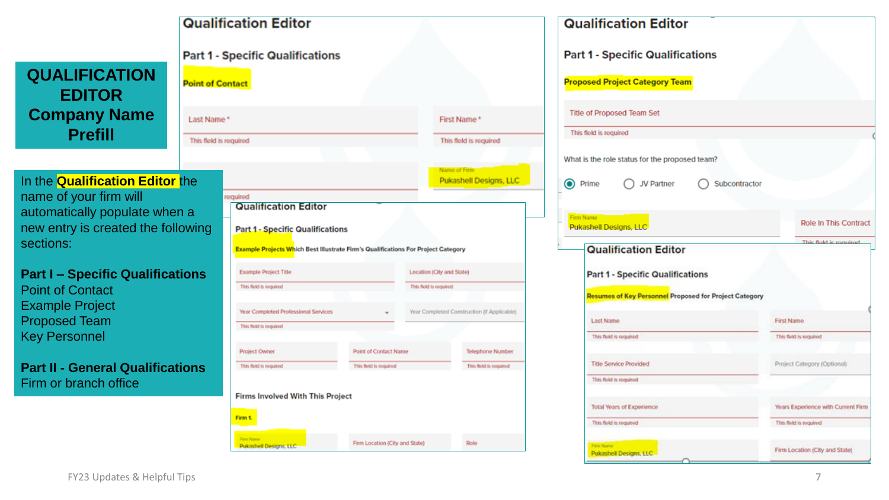# QUALIFICATION EDITOR Company Name Prefill

In the **Qualification Editor** the name of your firm will automatically populate when a new entry is created the following sections:

**Part I – Specific Qualifications**
Point of Contact
Example Project
Proposed Team
Key Personnel

**Part II - General Qualifications**
Firm or branch office

## Qualification Editor

### Part 1 - Specific Qualifications

**Point of Contact**

Last Name * — This field is required
First Name * — This field is required
Name of Firm: Pukashell Designs, LLC

## Qualification Editor

### Part 1 - Specific Qualifications

**Proposed Project Category Team**

Title of Proposed Team Set — This field is required

What is the role status for the proposed team?

- Prime
- JV Partner
- Subcontractor

Firm Name: Pukashell Designs, LLC
Role In This Contract — This field is required

## Qualification Editor

### Part 1 - Specific Qualifications

**Example Projects Which Best Illustrate Firm's Qualifications For Project Category**

Example Project Title — This field is required
Location (City and State) — This field is required
Year Completed Professional Services — This field is required
Year Completed Construction (If Applicable)
Project Owner — This field is required
Point of Contact Name — This field is required
Telephone Number — This field is required

Firms Involved With This Project

Firm 1.

Firm Name: Pukashell Designs, LLC
Firm Location (City and State)
Role

## Qualification Editor

### Part 1 - Specific Qualifications

**Resumes of Key Personnel Proposed for Project Category**

Last Name — This field is required
First Name — This field is required
Title Service Provided — This field is required
Project Category (Optional)
Total Years of Experience — This field is required
Years Experience with Current Firm — This field is required
Firm Name: Pukashell Designs, LLC
Firm Location (City and State)

FY23 Updates & Helpful Tips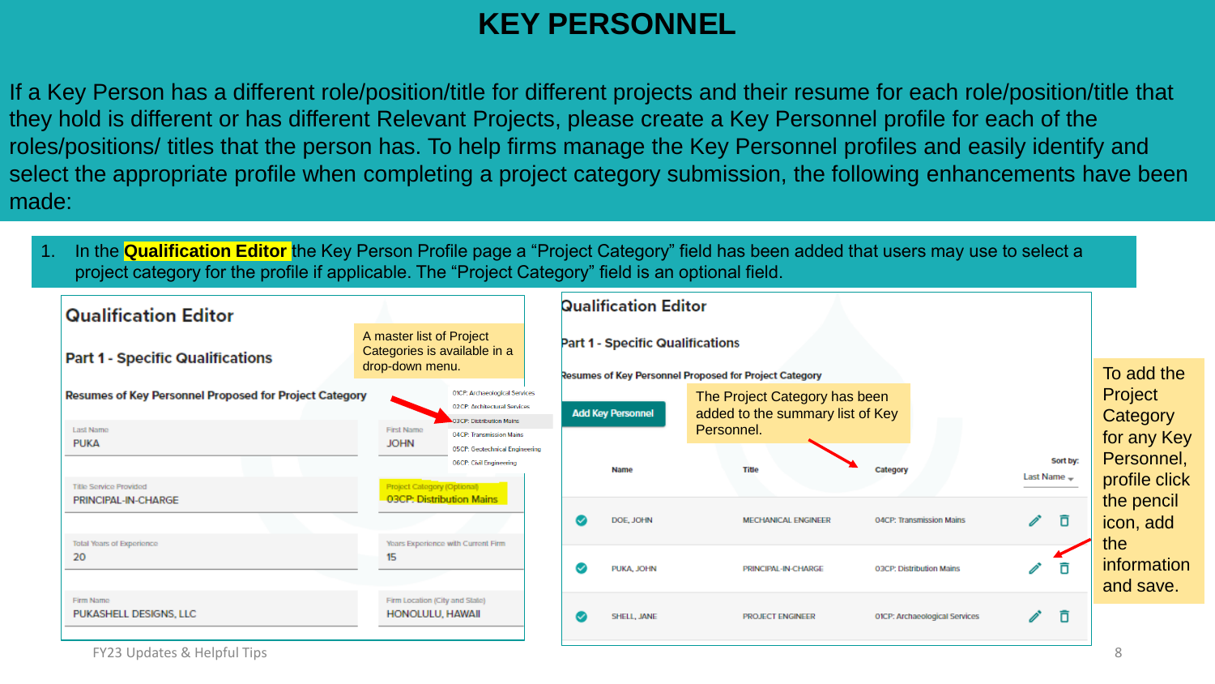# KEY PERSONNEL

If a Key Person has a different role/position/title for different projects and their resume for each role/position/title that they hold is different or has different Relevant Projects, please create a Key Personnel profile for each of the roles/positions/ titles that the person has. To help firms manage the Key Personnel profiles and easily identify and select the appropriate profile when completing a project category submission, the following enhancements have been made:

1. In the **Qualification Editor** the Key Person Profile page a "Project Category" field has been added that users may use to select a project category for the profile if applicable. The "Project Category" field is an optional field.

**Qualification Editor**

**Part 1 - Specific Qualifications**

**Resumes of Key Personnel Proposed for Project Category**

A master list of Project Categories is available in a drop-down menu.

- 01CP: Archaeological Services
- 02CP: Architectural Services
- 03CP: Distribution Mains
- 04CP: Transmission Mains
- 05CP: Geotechnical Engineering
- 06CP: Civil Engineering

| Field | Value | Field | Value |
|---|---|---|---|
| Last Name | PUKA | First Name | JOHN |
| Title Service Provided | PRINCIPAL-IN-CHARGE | Project Category (Optional) | 03CP: Distribution Mains |
| Total Years of Experience | 20 | Years Experience with Current Firm | 15 |
| Firm Name | PUKASHELL DESIGNS, LLC | Firm Location (City and State) | HONOLULU, HAWAII |

**Qualification Editor**

**Part 1 - Specific Qualifications**

**Resumes of Key Personnel Proposed for Project Category**

Add Key Personnel

The Project Category has been added to the summary list of Key Personnel.

Sort by: Last Name

| Name | Title | Category |
|---|---|---|
| DOE, JOHN | MECHANICAL ENGINEER | 04CP: Transmission Mains |
| PUKA, JOHN | PRINCIPAL-IN-CHARGE | 03CP: Distribution Mains |
| SHELL, JANE | PROJECT ENGINEER | 01CP: Archaeological Services |

To add the Project Category for any Key Personnel, profile click the pencil icon, add the information and save.

FY23 Updates & Helpful Tips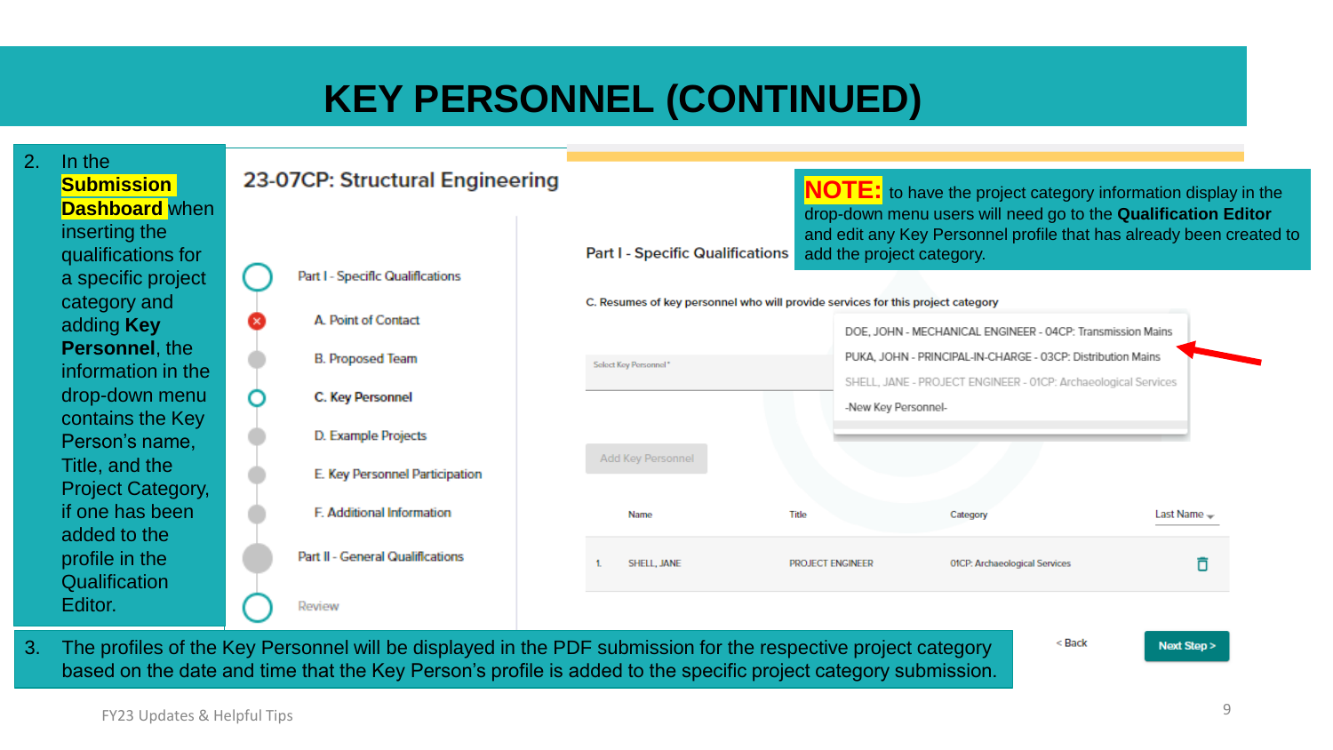# KEY PERSONNEL (CONTINUED)

2. In the **Submission Dashboard** when inserting the qualifications for a specific project category and adding **Key Personnel**, the information in the drop-down menu contains the Key Person's name, Title, and the Project Category, if one has been added to the profile in the Qualification Editor.

## 23-07CP: Structural Engineering

- Part I - Specific Qualifications
  - A. Point of Contact
  - B. Proposed Team
  - C. Key Personnel
  - D. Example Projects
  - E. Key Personnel Participation
  - F. Additional Information
- Part II - General Qualifications
- Review

**NOTE:** to have the project category information display in the drop-down menu users will need go to the **Qualification Editor** and edit any Key Personnel profile that has already been created to add the project category.

### Part I - Specific Qualifications

C. Resumes of key personnel who will provide services for this project category

Select Key Personnel *

- DOE, JOHN - MECHANICAL ENGINEER - 04CP: Transmission Mains
- PUKA, JOHN - PRINCIPAL-IN-CHARGE - 03CP: Distribution Mains
- SHELL, JANE - PROJECT ENGINEER - 01CP: Archaeological Services
- -New Key Personnel-

Add Key Personnel

| | Name | Title | Category | Last Name |
|---|---|---|---|---|
| 1. | SHELL, JANE | PROJECT ENGINEER | 01CP: Archaeological Services | |

< Back | Next Step >

3. The profiles of the Key Personnel will be displayed in the PDF submission for the respective project category based on the date and time that the Key Person's profile is added to the specific project category submission.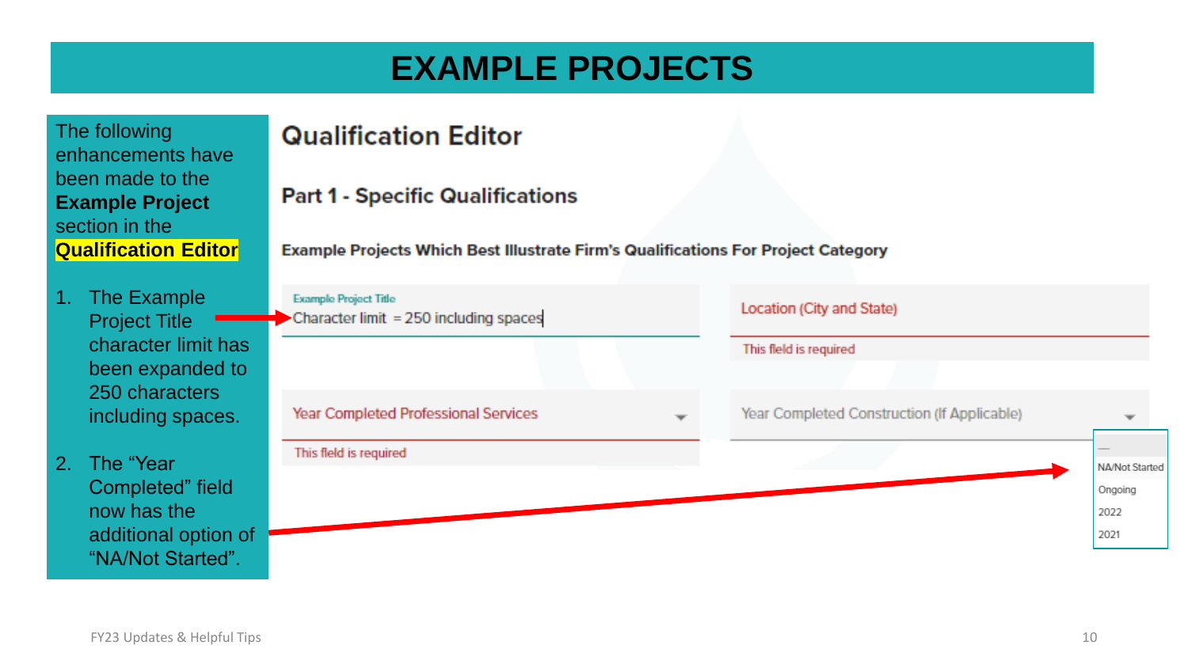# EXAMPLE PROJECTS

The following enhancements have been made to the **Example Project** section in the **Qualification Editor**

1. The Example Project Title character limit has been expanded to 250 characters including spaces.
2. The "Year Completed" field now has the additional option of "NA/Not Started".

## Qualification Editor

### Part 1 - Specific Qualifications

**Example Projects Which Best Illustrate Firm's Qualifications For Project Category**

Example Project Title

Character limit = 250 including spaces

Location (City and State)

This field is required

Year Completed Professional Services

This field is required

Year Completed Construction (If Applicable)

—
NA/Not Started
Ongoing
2022
2021

FY23 Updates & Helpful Tips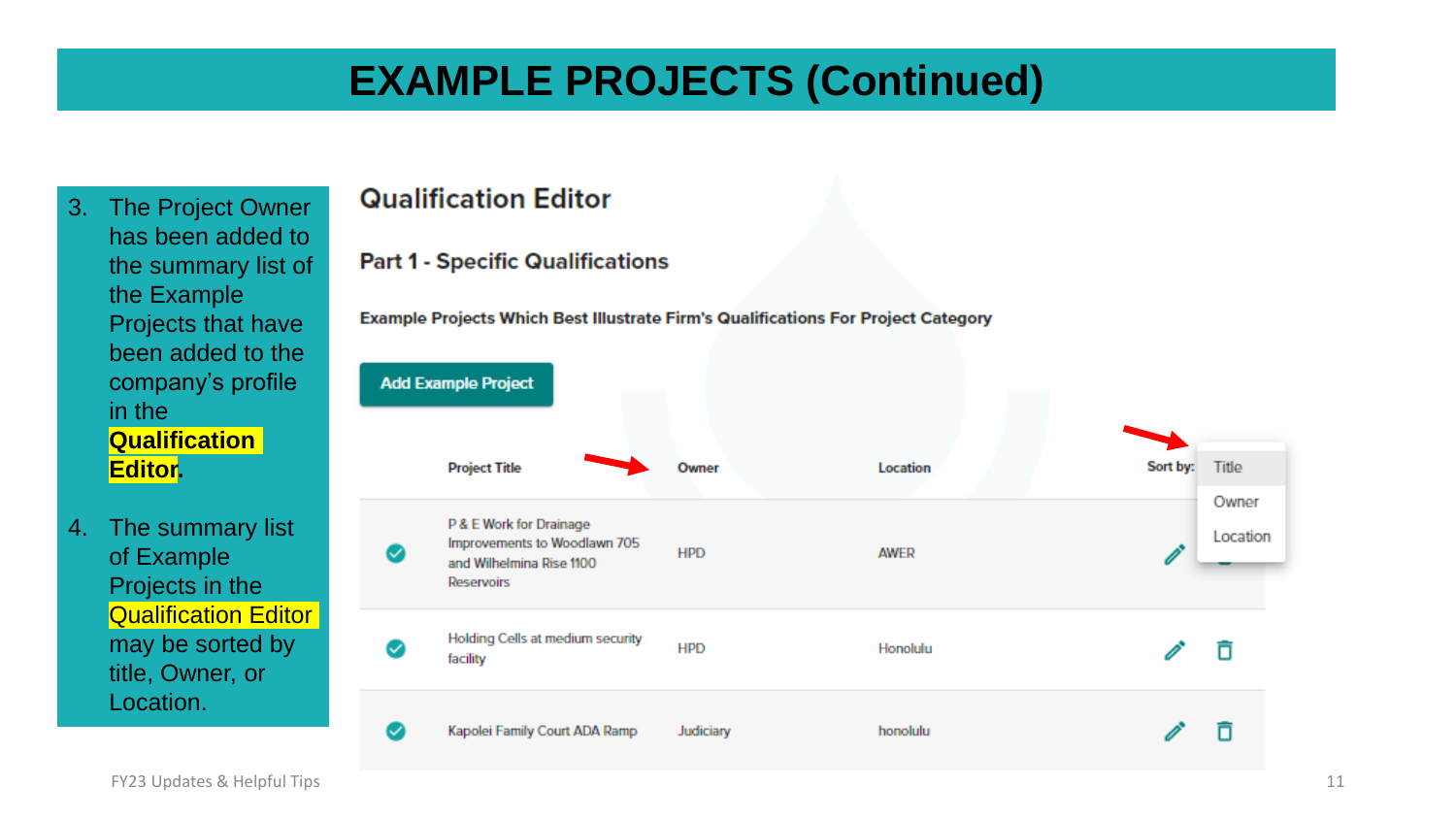# EXAMPLE PROJECTS (Continued)

3. The Project Owner has been added to the summary list of the Example Projects that have been added to the company's profile in the **Qualification Editor**.

4. The summary list of Example Projects in the Qualification Editor may be sorted by title, Owner, or Location.

## Qualification Editor

### Part 1 - Specific Qualifications

**Example Projects Which Best Illustrate Firm's Qualifications For Project Category**

Add Example Project

Sort by: Title / Owner / Location

| | Project Title | Owner | Location |
|---|---|---|---|
| ✓ | P & E Work for Drainage Improvements to Woodlawn 705 and Wilhelmina Rise 1100 Reservoirs | HPD | AWER |
| ✓ | Holding Cells at medium security facility | HPD | Honolulu |
| ✓ | Kapolei Family Court ADA Ramp | Judiciary | honolulu |

FY23 Updates & Helpful Tips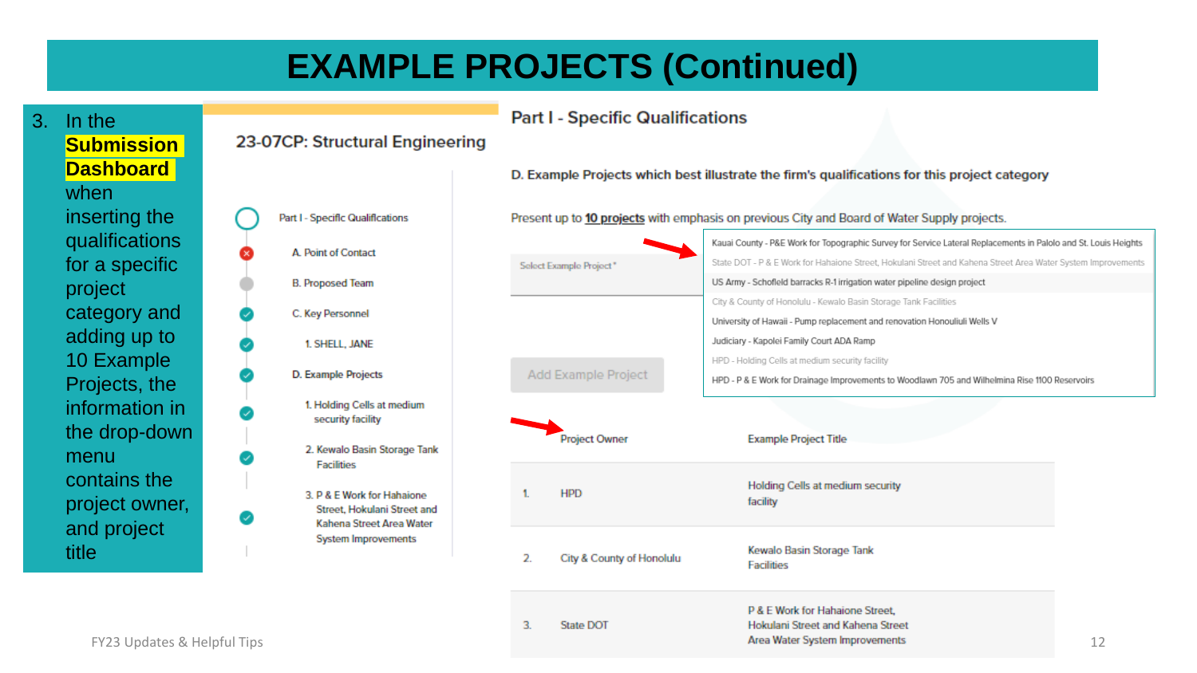# EXAMPLE PROJECTS (Continued)

3. In the **Submission Dashboard** when inserting the qualifications for a specific project category and adding up to 10 Example Projects, the information in the drop-down menu contains the project owner, and project title

## 23-07CP: Structural Engineering

- Part I - Specific Qualifications
  - A. Point of Contact
  - B. Proposed Team
  - C. Key Personnel
    - 1. SHELL, JANE
  - D. Example Projects
    - 1. Holding Cells at medium security facility
    - 2. Kewalo Basin Storage Tank Facilities
    - 3. P & E Work for Hahaione Street, Hokulani Street and Kahena Street Area Water System Improvements

## Part I - Specific Qualifications

**D. Example Projects which best illustrate the firm's qualifications for this project category**

Present up to **10 projects** with emphasis on previous City and Board of Water Supply projects.

Select Example Project *

- Kauai County - P&E Work for Topographic Survey for Service Lateral Replacements in Palolo and St. Louis Heights
- State DOT - P & E Work for Hahaione Street, Hokulani Street and Kahena Street Area Water System Improvements
- US Army - Schofield barracks R-1 irrigation water pipeline design project
- City & County of Honolulu - Kewalo Basin Storage Tank Facilities
- University of Hawaii - Pump replacement and renovation Honouliuli Wells V
- Judiciary - Kapolei Family Court ADA Ramp
- HPD - Holding Cells at medium security facility
- HPD - P & E Work for Drainage Improvements to Woodlawn 705 and Wilhelmina Rise 1100 Reservoirs

Add Example Project

| | Project Owner | Example Project Title |
|---|---|---|
| 1. | HPD | Holding Cells at medium security facility |
| 2. | City & County of Honolulu | Kewalo Basin Storage Tank Facilities |
| 3. | State DOT | P & E Work for Hahaione Street, Hokulani Street and Kahena Street Area Water System Improvements |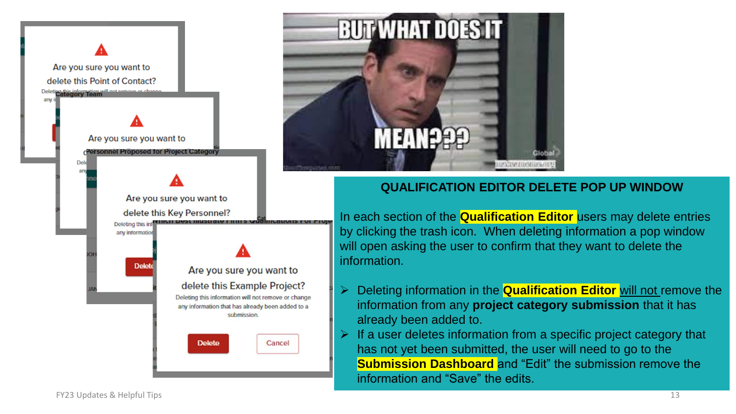## QUALIFICATION EDITOR DELETE POP UP WINDOW

In each section of the **Qualification Editor** users may delete entries by clicking the trash icon. When deleting information a pop window will open asking the user to confirm that they want to delete the information.

- Deleting information in the **Qualification Editor** will not remove the information from any **project category submission** that it has already been added to.
- If a user deletes information from a specific project category that has not yet been submitted, the user will need to go to the **Submission Dashboard** and "Edit" the submission remove the information and "Save" the edits.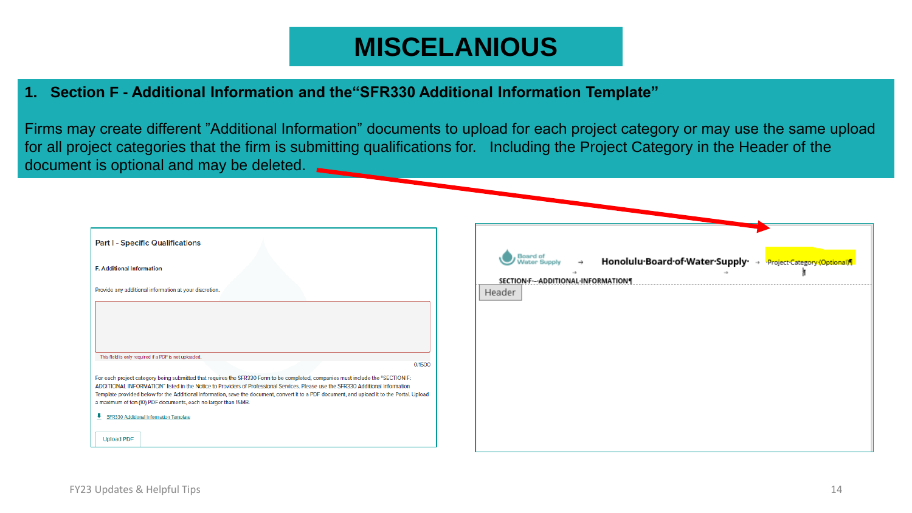# MISCELANIOUS

## 1. Section F - Additional Information and the"SFR330 Additional Information Template"

Firms may create different "Additional Information" documents to upload for each project category or may use the same upload for all project categories that the firm is submitting qualifications for. Including the Project Category in the Header of the document is optional and may be deleted.

**Part I - Specific Qualifications**

**F. Additional Information**

Provide any additional information at your discretion.

This field is only required if a PDF is not uploaded.

0/1500

For each project category being submitted that requires the SFR330 Form to be completed, companies must include the "SECTION F: ADDITIONAL INFORMATION" listed in the Notice to Providers of Professional Services. Please use the SFR330 Additional Information Template provided below for the Additional Information, save the document, convert it to a PDF document, and upload it to the Portal. Upload a maximum of ten (10) PDF documents, each no larger than 15MB.

SFR330 Additional Information Template

Upload PDF

Board of Water Supply — Honolulu Board of Water Supply — Project Category (Optional)

SECTION F – ADDITIONAL INFORMATION

Header

FY23 Updates & Helpful Tips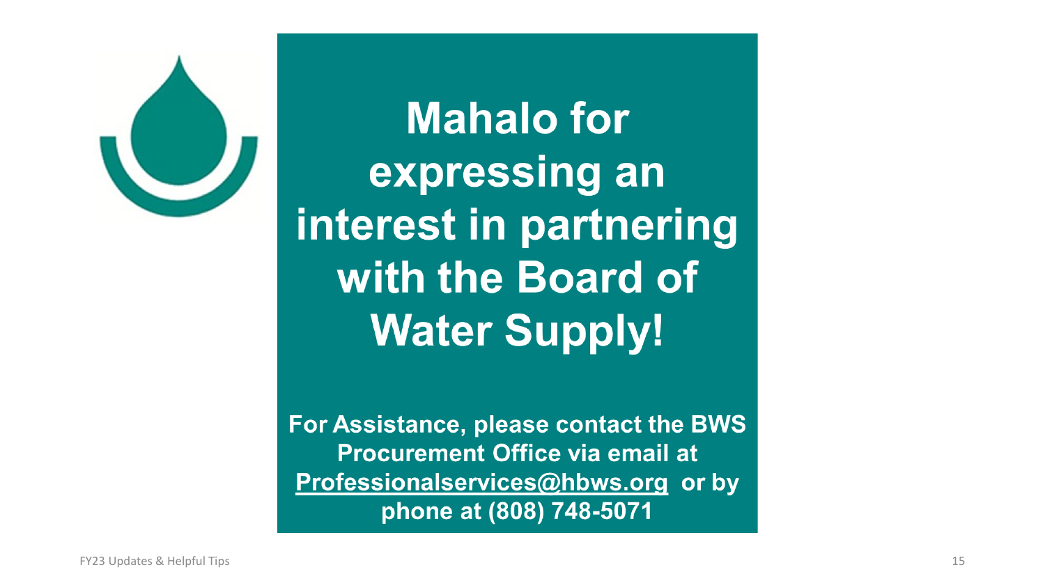# Mahalo for expressing an interest in partnering with the Board of Water Supply!

**For Assistance, please contact the BWS Procurement Office via email at Professionalservices@hbws.org or by phone at (808) 748-5071**